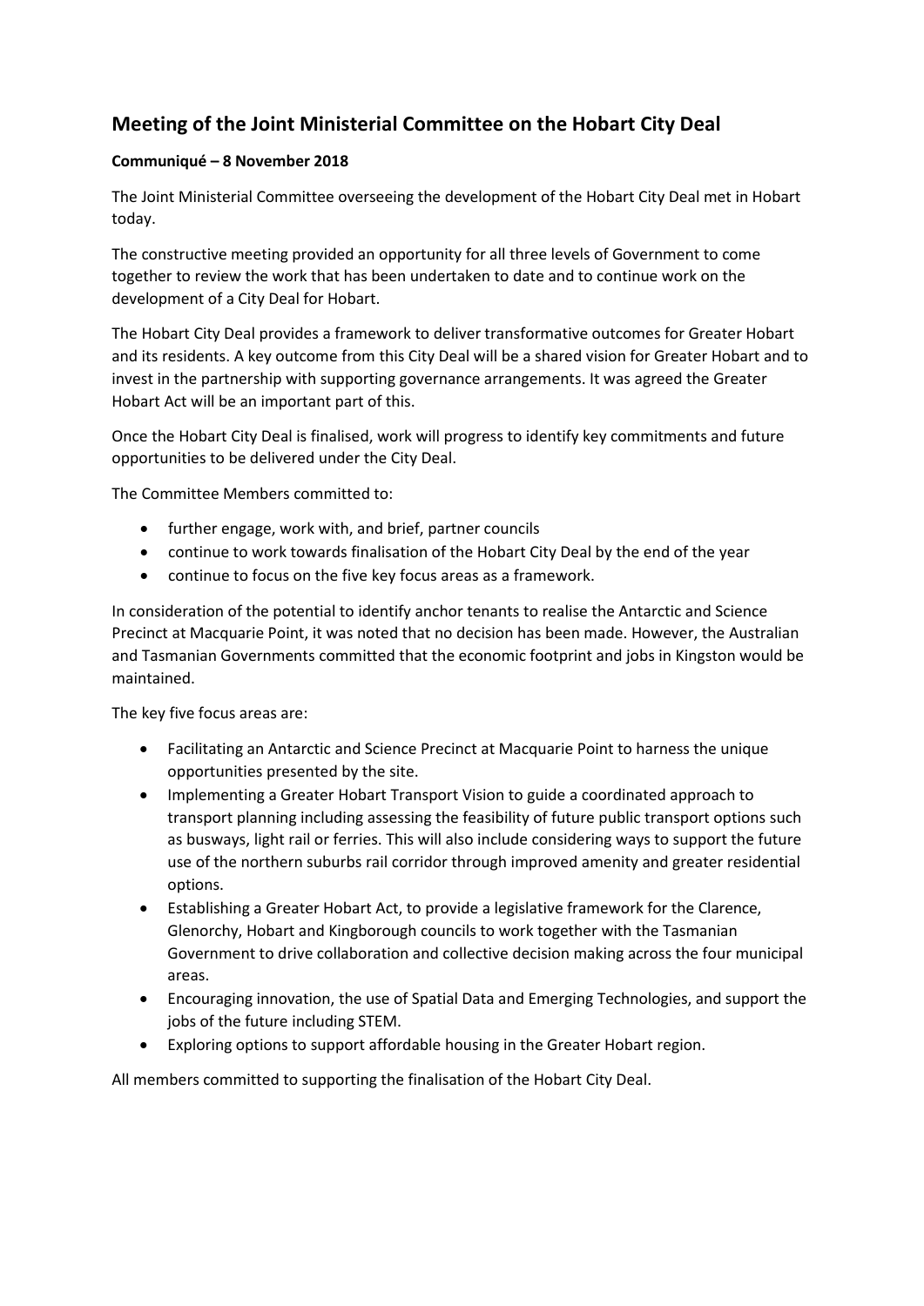## Meeting of the Joint Ministerial Committee on the Hobart City Deal

**Communiqué – 8 November 2018**

The Joint Ministerial Committee overseeing the development of the Hobart City Deal met in Hobart today.

The constructive meeting provided an opportunity for all three levels of Government to come together to review the work that has been undertaken to date and to continue work on the development of a City Deal for Hobart.

The Hobart City Deal provides a framework to deliver transformative outcomes for Greater Hobart and its residents. A key outcome from this City Deal will be a shared vision for Greater Hobart and to invest in the partnership with supporting governance arrangements. It was agreed the Greater Hobart Act will be an important part of this.

Once the Hobart City Deal is finalised, work will progress to identify key commitments and future opportunities to be delivered under the City Deal.

The Committee Members committed to:

- further engage, work with, and brief, partner councils
- continue to work towards finalisation of the Hobart City Deal by the end of the year
- continue to focus on the five key focus areas as a framework.

In consideration of the potential to identify anchor tenants to realise the Antarctic and Science Precinct at Macquarie Point, it was noted that no decision has been made. However, the Australian and Tasmanian Governments committed that the economic footprint and jobs in Kingston would be maintained.

The key five focus areas are:

- Facilitating an Antarctic and Science Precinct at Macquarie Point to harness the unique opportunities presented by the site.
- Implementing a Greater Hobart Transport Vision to guide a coordinated approach to transport planning including assessing the feasibility of future public transport options such as busways, light rail or ferries. This will also include considering ways to support the future use of the northern suburbs rail corridor through improved amenity and greater residential options.
- Establishing a Greater Hobart Act, to provide a legislative framework for the Clarence, Glenorchy, Hobart and Kingborough councils to work together with the Tasmanian Government to drive collaboration and collective decision making across the four municipal areas.
- Encouraging innovation, the use of Spatial Data and Emerging Technologies, and support the jobs of the future including STEM.
- Exploring options to support affordable housing in the Greater Hobart region.

All members committed to supporting the finalisation of the Hobart City Deal.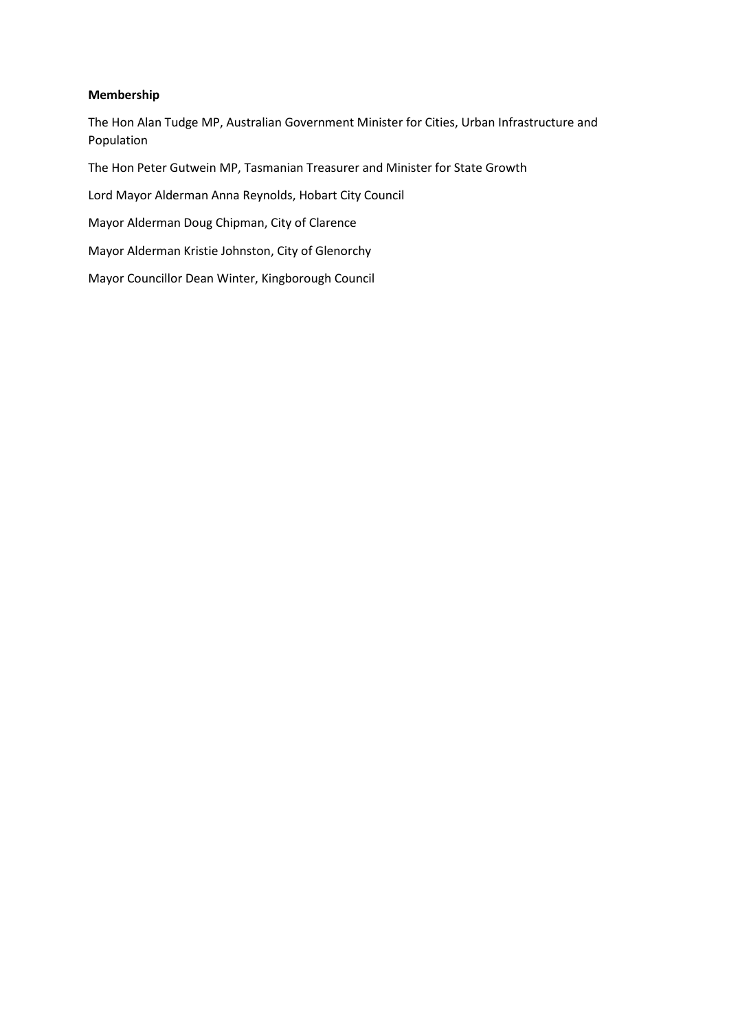**Membership**

The Hon Alan Tudge MP, Australian Government Minister for Cities, Urban Infrastructure and Population

The Hon Peter Gutwein MP, Tasmanian Treasurer and Minister for State Growth

Lord Mayor Alderman Anna Reynolds, Hobart City Council

Mayor Alderman Doug Chipman, City of Clarence

Mayor Alderman Kristie Johnston, City of Glenorchy

Mayor Councillor Dean Winter, Kingborough Council